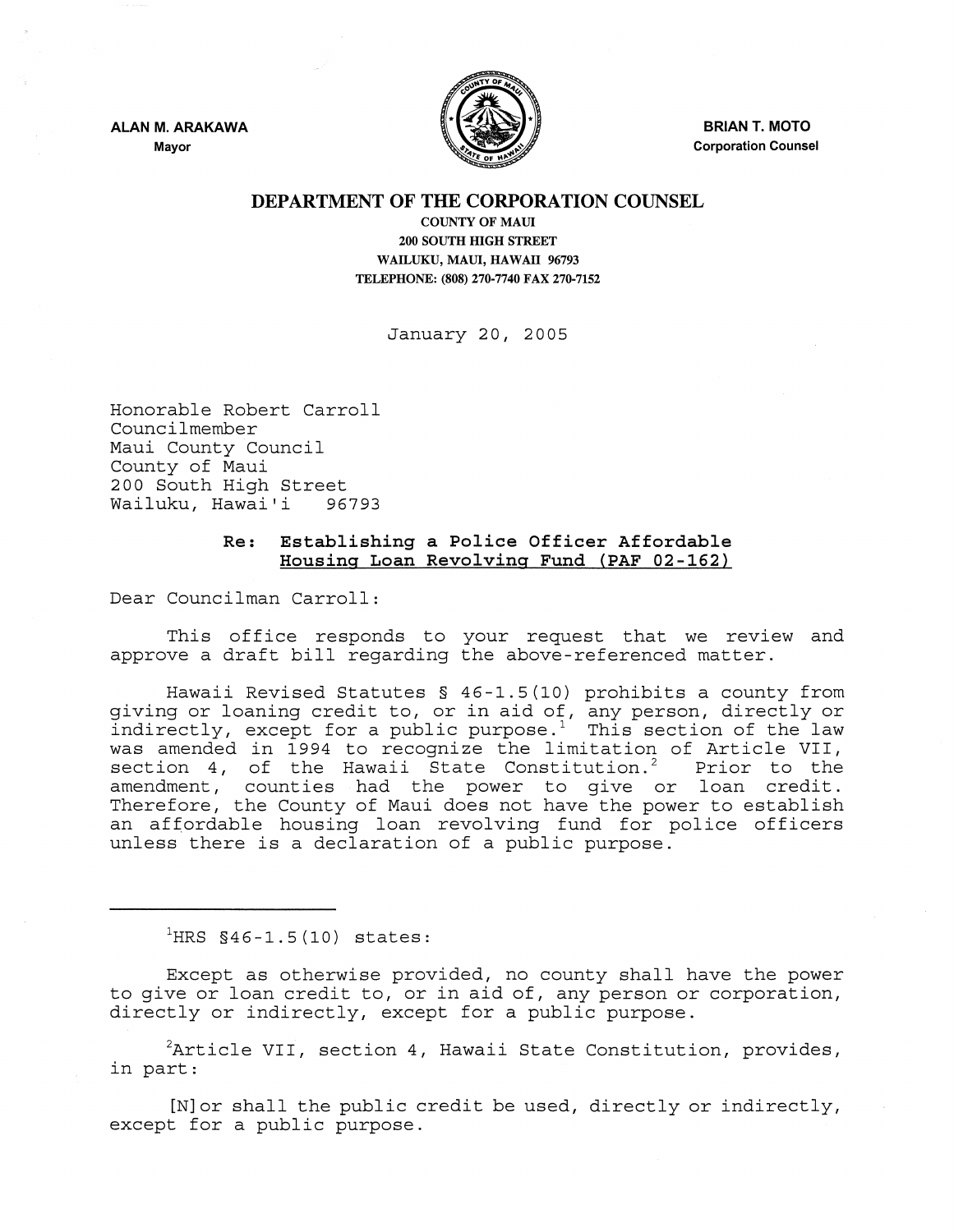ALAN M. ARAKAWA
Mayor

BRIAN T. MOTO
Corporation Counsel

# DEPARTMENT OF THE CORPORATION COUNSEL

COUNTY OF MAUI
200 SOUTH HIGH STREET
WAILUKU, MAUI, HAWAII 96793
TELEPHONE: (808) 270-7740 FAX 270-7152

January 20, 2005

Honorable Robert Carroll
Councilmember
Maui County Council
County of Maui
200 South High Street
Wailuku, Hawai'i 96793

**Re: Establishing a Police Officer Affordable Housing Loan Revolving Fund (PAF 02-162)**

Dear Councilman Carroll:

This office responds to your request that we review and approve a draft bill regarding the above-referenced matter.

Hawaii Revised Statutes § 46-1.5(10) prohibits a county from giving or loaning credit to, or in aid of, any person, directly or indirectly, except for a public purpose.[1] This section of the law was amended in 1994 to recognize the limitation of Article VII, section 4, of the Hawaii State Constitution.[2] Prior to the amendment, counties had the power to give or loan credit. Therefore, the County of Maui does not have the power to establish an affordable housing loan revolving fund for police officers unless there is a declaration of a public purpose.

---

[1]HRS §46-1.5(10) states:

Except as otherwise provided, no county shall have the power to give or loan credit to, or in aid of, any person or corporation, directly or indirectly, except for a public purpose.

[2]Article VII, section 4, Hawaii State Constitution, provides, in part:

[N]or shall the public credit be used, directly or indirectly, except for a public purpose.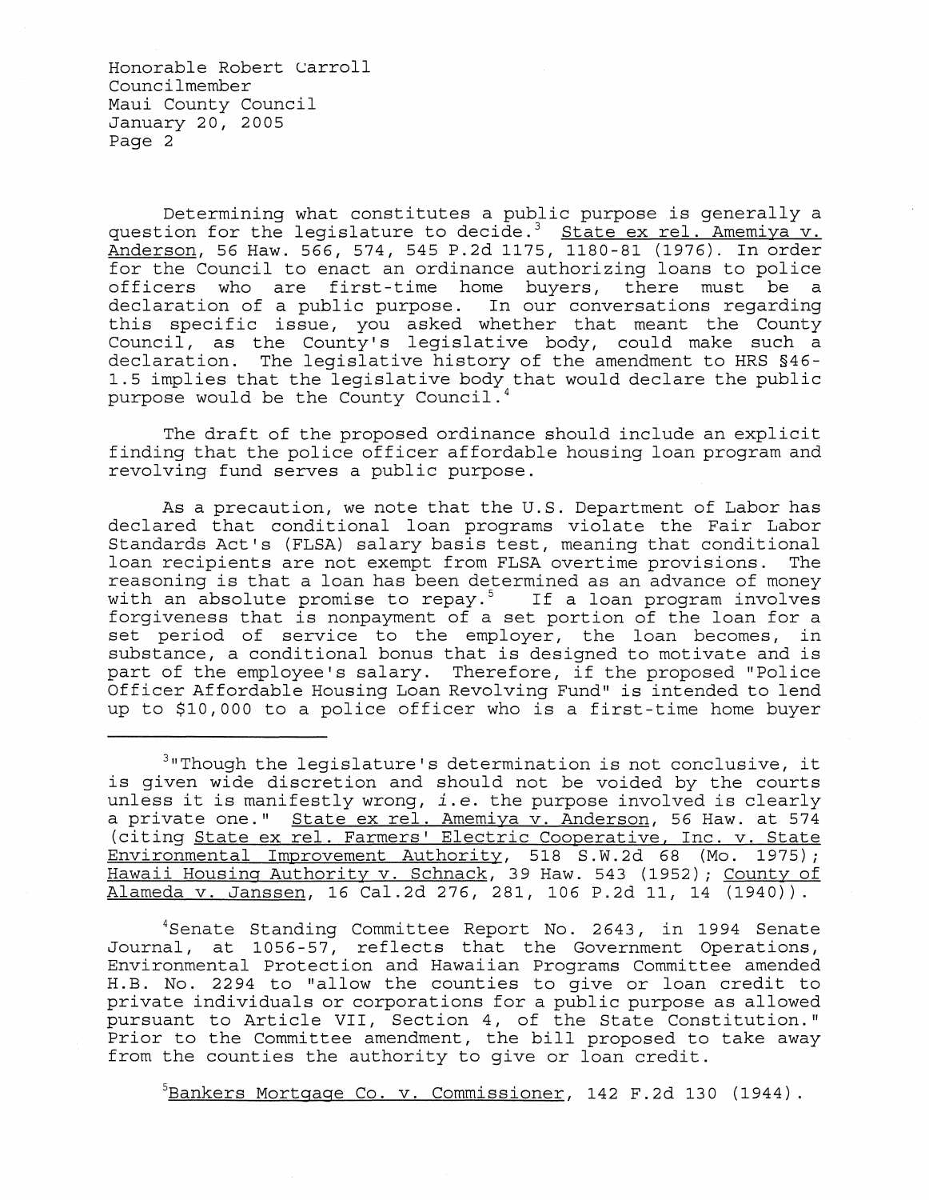Honorable Robert Carroll
Councilmember
Maui County Council
January 20, 2005
Page 2

Determining what constitutes a public purpose is generally a question for the legislature to decide.[3] State ex rel. Amemiya v. Anderson, 56 Haw. 566, 574, 545 P.2d 1175, 1180-81 (1976). In order for the Council to enact an ordinance authorizing loans to police officers who are first-time home buyers, there must be a declaration of a public purpose. In our conversations regarding this specific issue, you asked whether that meant the County Council, as the County's legislative body, could make such a declaration. The legislative history of the amendment to HRS §46-1.5 implies that the legislative body that would declare the public purpose would be the County Council.[4]

The draft of the proposed ordinance should include an explicit finding that the police officer affordable housing loan program and revolving fund serves a public purpose.

As a precaution, we note that the U.S. Department of Labor has declared that conditional loan programs violate the Fair Labor Standards Act's (FLSA) salary basis test, meaning that conditional loan recipients are not exempt from FLSA overtime provisions. The reasoning is that a loan has been determined as an advance of money with an absolute promise to repay.[5] If a loan program involves forgiveness that is nonpayment of a set portion of the loan for a set period of service to the employer, the loan becomes, in substance, a conditional bonus that is designed to motivate and is part of the employee's salary. Therefore, if the proposed "Police Officer Affordable Housing Loan Revolving Fund" is intended to lend up to $10,000 to a police officer who is a first-time home buyer

---

[3]"Though the legislature's determination is not conclusive, it is given wide discretion and should not be voided by the courts unless it is manifestly wrong, *i.e.* the purpose involved is clearly a private one." State ex rel. Amemiya v. Anderson, 56 Haw. at 574 (citing State ex rel. Farmers' Electric Cooperative, Inc. v. State Environmental Improvement Authority, 518 S.W.2d 68 (Mo. 1975); Hawaii Housing Authority v. Schnack, 39 Haw. 543 (1952); County of Alameda v. Janssen, 16 Cal.2d 276, 281, 106 P.2d 11, 14 (1940)).

[4]Senate Standing Committee Report No. 2643, in 1994 Senate Journal, at 1056-57, reflects that the Government Operations, Environmental Protection and Hawaiian Programs Committee amended H.B. No. 2294 to "allow the counties to give or loan credit to private individuals or corporations for a public purpose as allowed pursuant to Article VII, Section 4, of the State Constitution." Prior to the Committee amendment, the bill proposed to take away from the counties the authority to give or loan credit.

[5]Bankers Mortgage Co. v. Commissioner, 142 F.2d 130 (1944).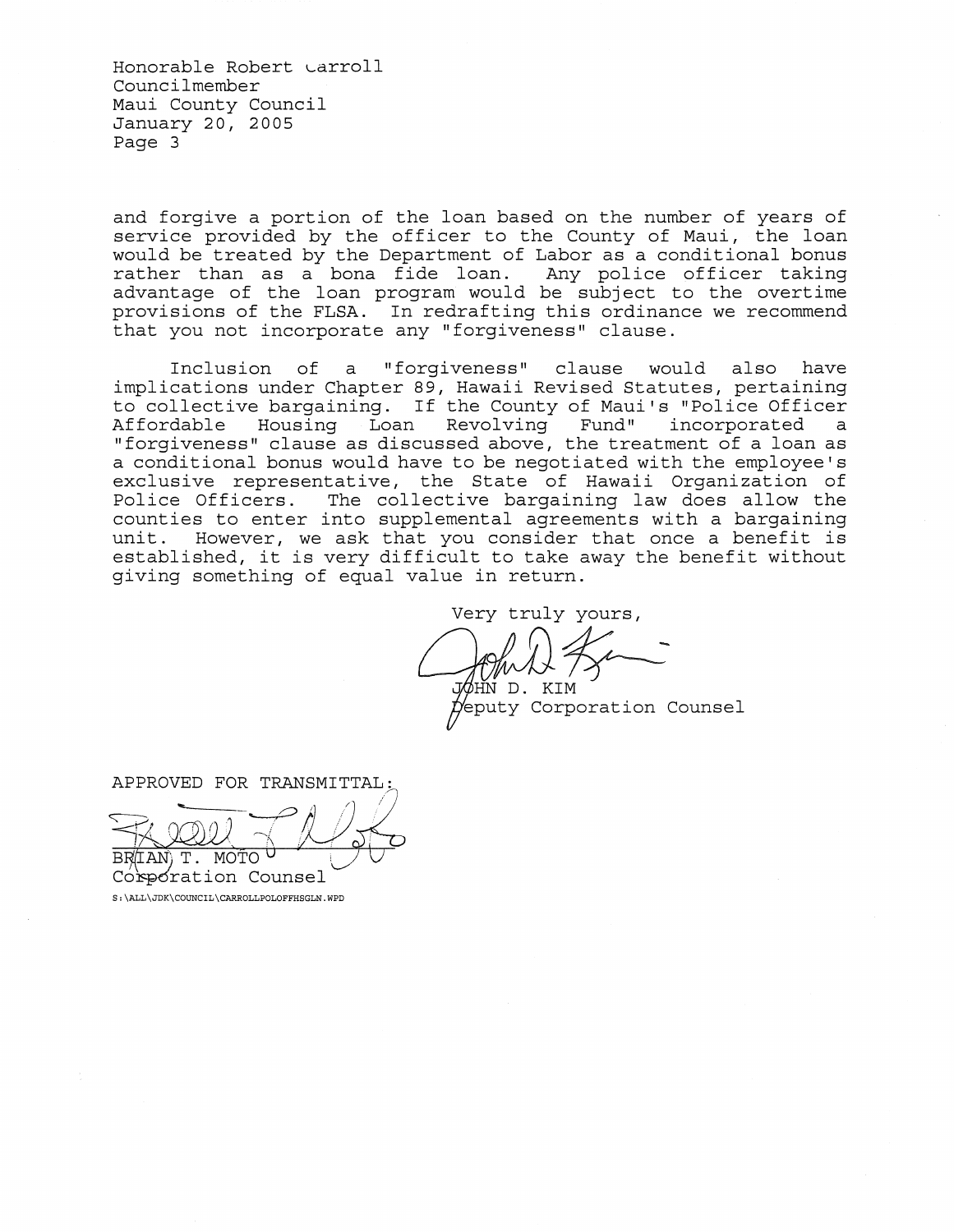Honorable Robert Carroll
Councilmember
Maui County Council
January 20, 2005
Page 3

and forgive a portion of the loan based on the number of years of service provided by the officer to the County of Maui, the loan would be treated by the Department of Labor as a conditional bonus rather than as a bona fide loan. Any police officer taking advantage of the loan program would be subject to the overtime provisions of the FLSA. In redrafting this ordinance we recommend that you not incorporate any "forgiveness" clause.

Inclusion of a "forgiveness" clause would also have implications under Chapter 89, Hawaii Revised Statutes, pertaining to collective bargaining. If the County of Maui's "Police Officer Affordable Housing Loan Revolving Fund" incorporated a "forgiveness" clause as discussed above, the treatment of a loan as a conditional bonus would have to be negotiated with the employee's exclusive representative, the State of Hawaii Organization of Police Officers. The collective bargaining law does allow the counties to enter into supplemental agreements with a bargaining unit. However, we ask that you consider that once a benefit is established, it is very difficult to take away the benefit without giving something of equal value in return.

Very truly yours,

JOHN D. KIM
Deputy Corporation Counsel

APPROVED FOR TRANSMITTAL:

BRIAN T. MOTO
Corporation Counsel

S:\ALL\JDK\COUNCIL\CARROLLPOLOFFHSGLN.WPD